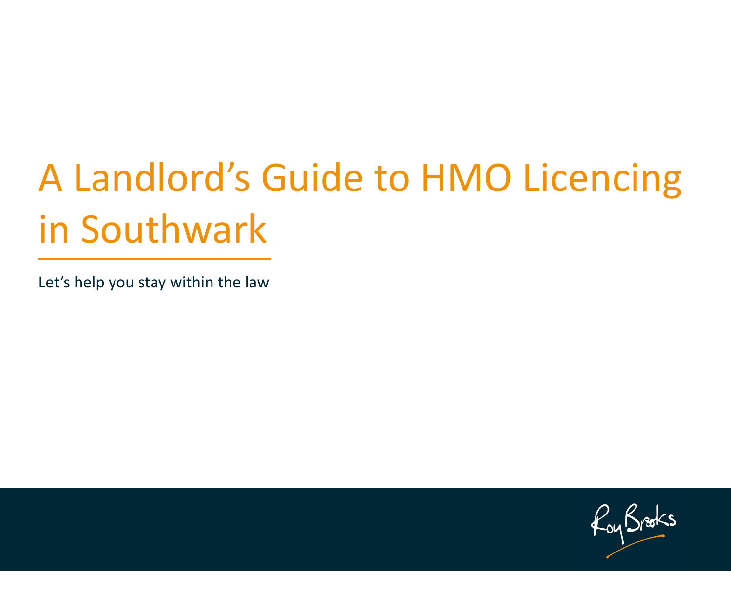# A Landlord's Guide to HMO Licencing in Southwark

Let's help you stay within the law

Roy Brooks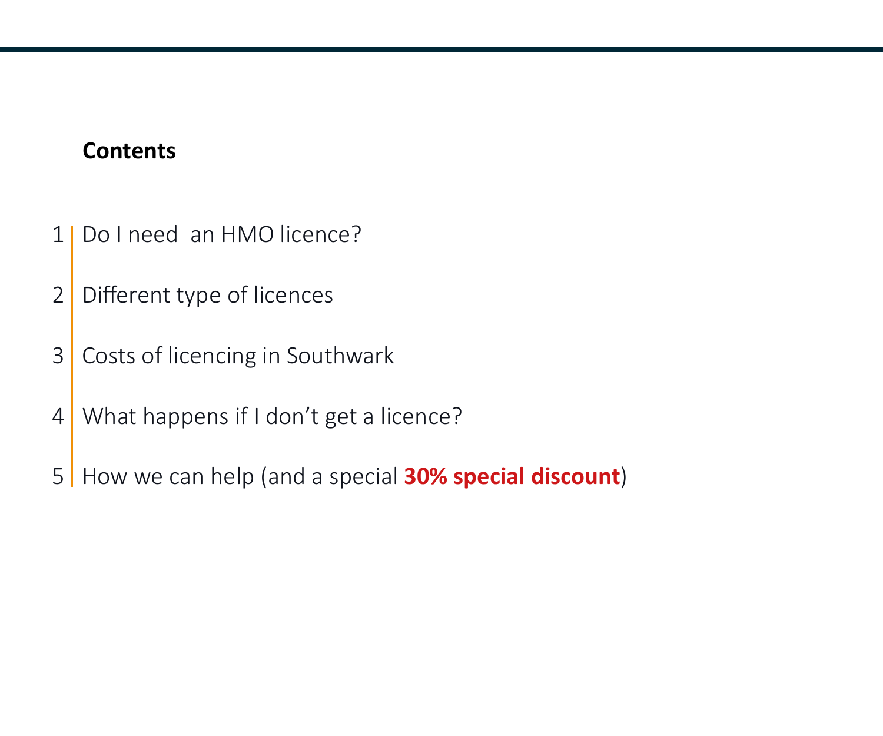## Contents

1. Do I need  an HMO licence?
2. Different type of licences
3. Costs of licencing in Southwark
4. What happens if I don't get a licence?
5. How we can help (and a special **30% special discount**)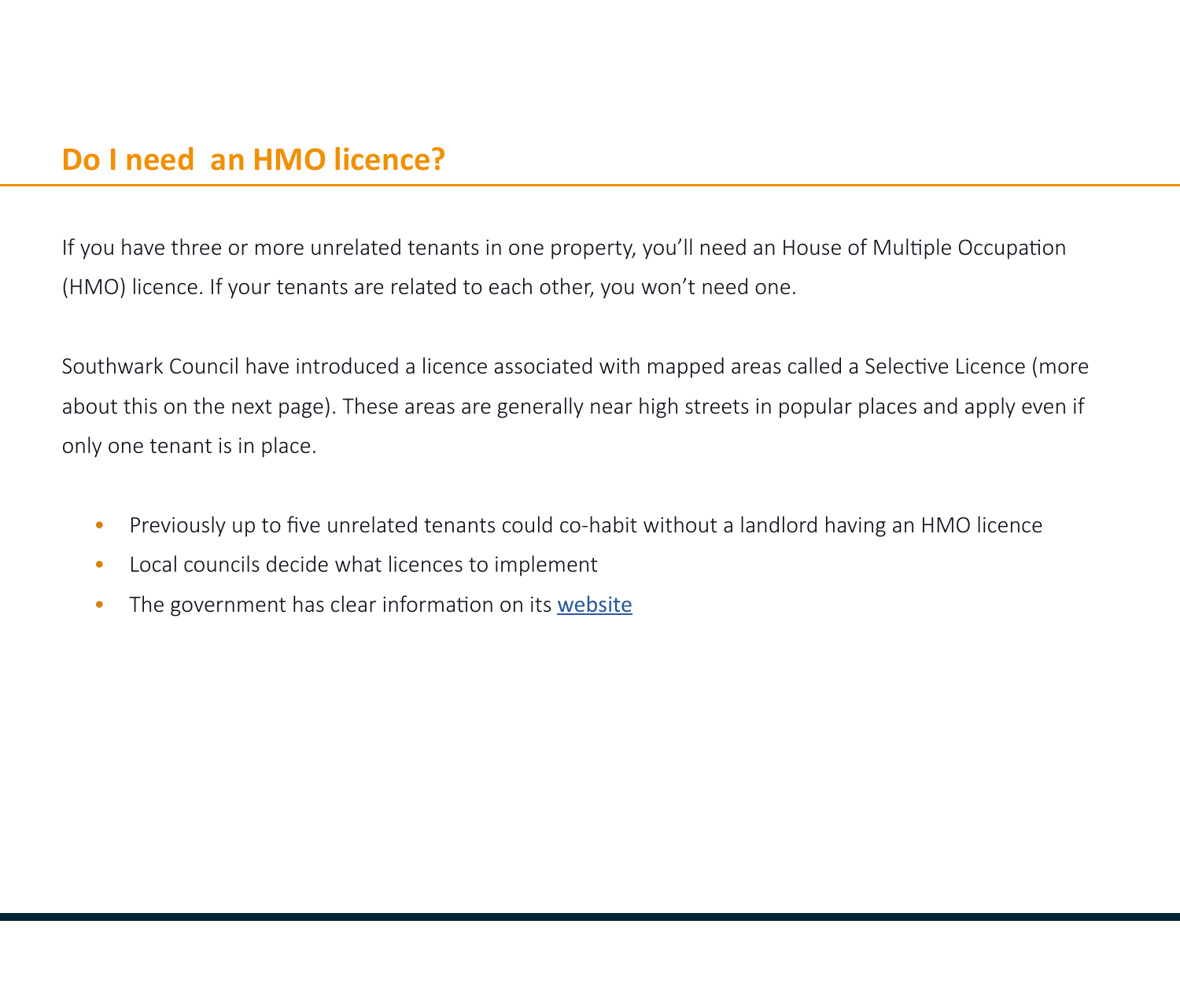## Do I need an HMO licence?

If you have three or more unrelated tenants in one property, you'll need an House of Multiple Occupation (HMO) licence. If your tenants are related to each other, you won't need one.

Southwark Council have introduced a licence associated with mapped areas called a Selective Licence (more about this on the next page). These areas are generally near high streets in popular places and apply even if only one tenant is in place.

- Previously up to five unrelated tenants could co-habit without a landlord having an HMO licence
- Local councils decide what licences to implement
- The government has clear information on its website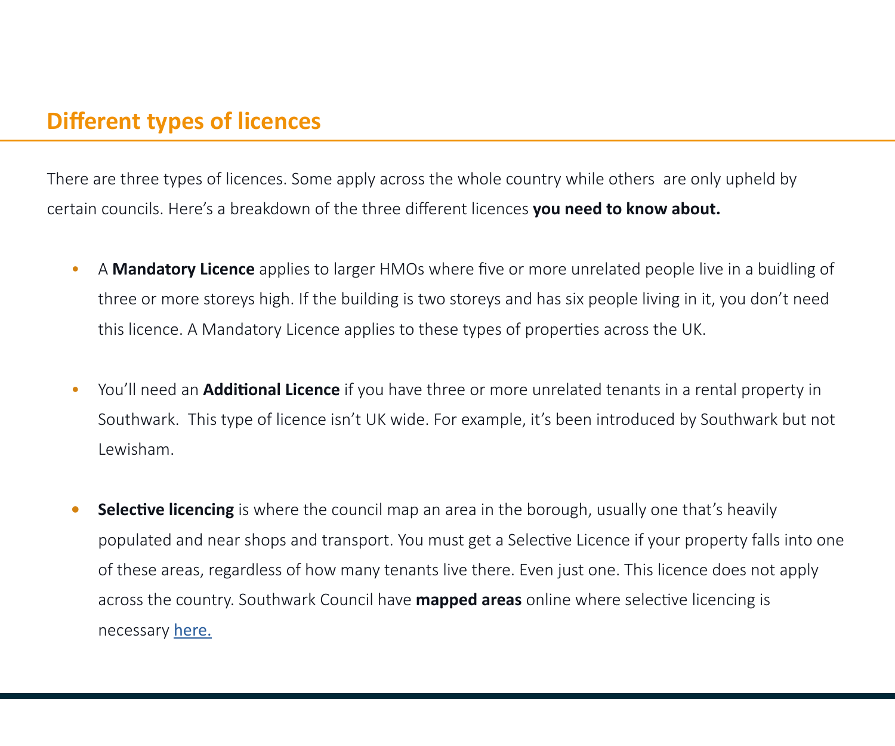## Different types of licences

There are three types of licences. Some apply across the whole country while others are only upheld by certain councils. Here's a breakdown of the three different licences **you need to know about.**

- A **Mandatory Licence** applies to larger HMOs where five or more unrelated people live in a buidling of three or more storeys high. If the building is two storeys and has six people living in it, you don't need this licence. A Mandatory Licence applies to these types of properties across the UK.

- You'll need an **Additional Licence** if you have three or more unrelated tenants in a rental property in Southwark. This type of licence isn't UK wide. For example, it's been introduced by Southwark but not Lewisham.

- **Selective licencing** is where the council map an area in the borough, usually one that's heavily populated and near shops and transport. You must get a Selective Licence if your property falls into one of these areas, regardless of how many tenants live there. Even just one. This licence does not apply across the country. Southwark Council have **mapped areas** online where selective licencing is necessary here.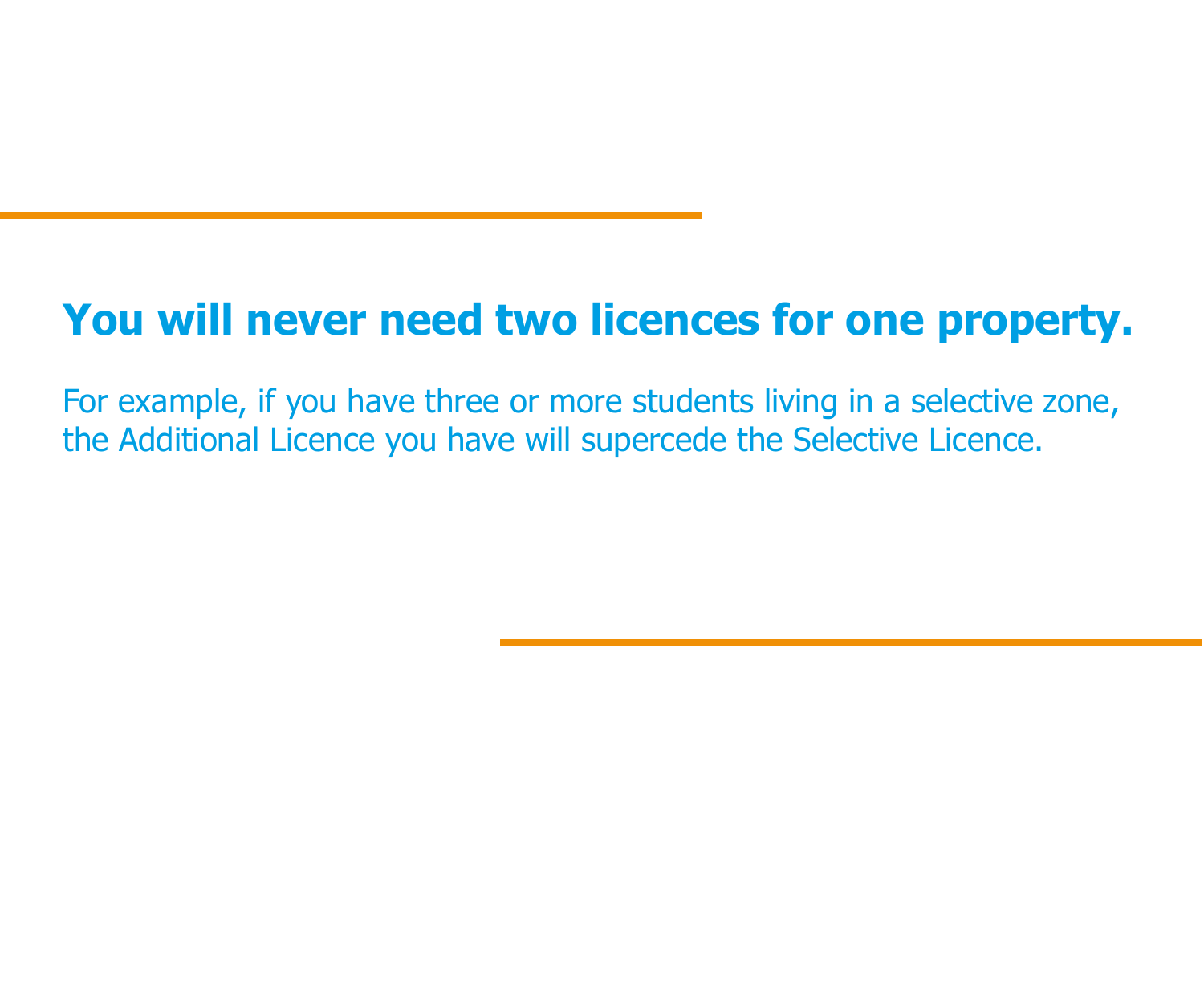## You will never need two licences for one property.

For example, if you have three or more students living in a selective zone, the Additional Licence you have will supercede the Selective Licence.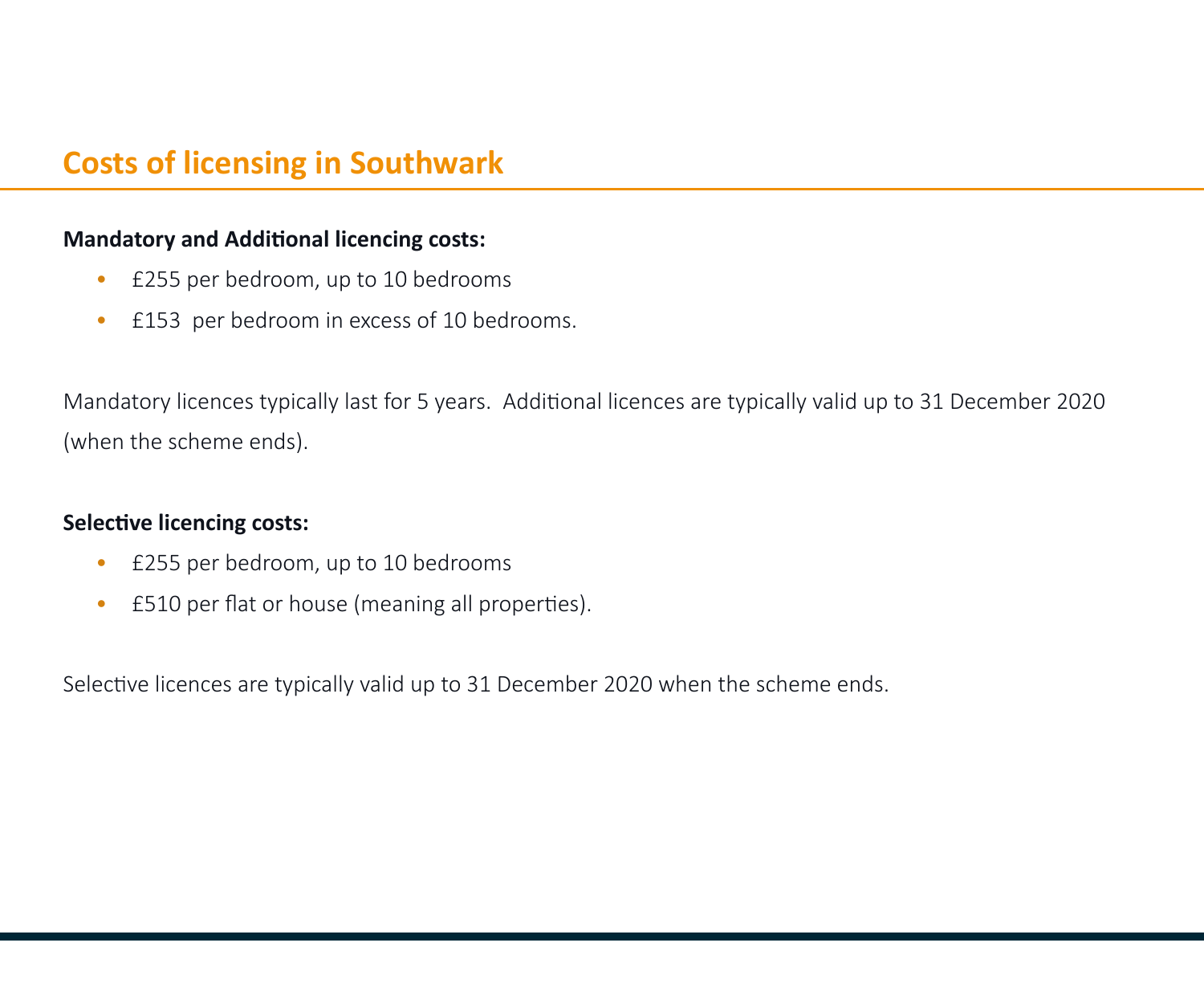## Costs of licensing in Southwark

**Mandatory and Additional licencing costs:**

- £255 per bedroom, up to 10 bedrooms
- £153  per bedroom in excess of 10 bedrooms.

Mandatory licences typically last for 5 years.  Additional licences are typically valid up to 31 December 2020 (when the scheme ends).

**Selective licencing costs:**

- £255 per bedroom, up to 10 bedrooms
- £510 per flat or house (meaning all properties).

Selective licences are typically valid up to 31 December 2020 when the scheme ends.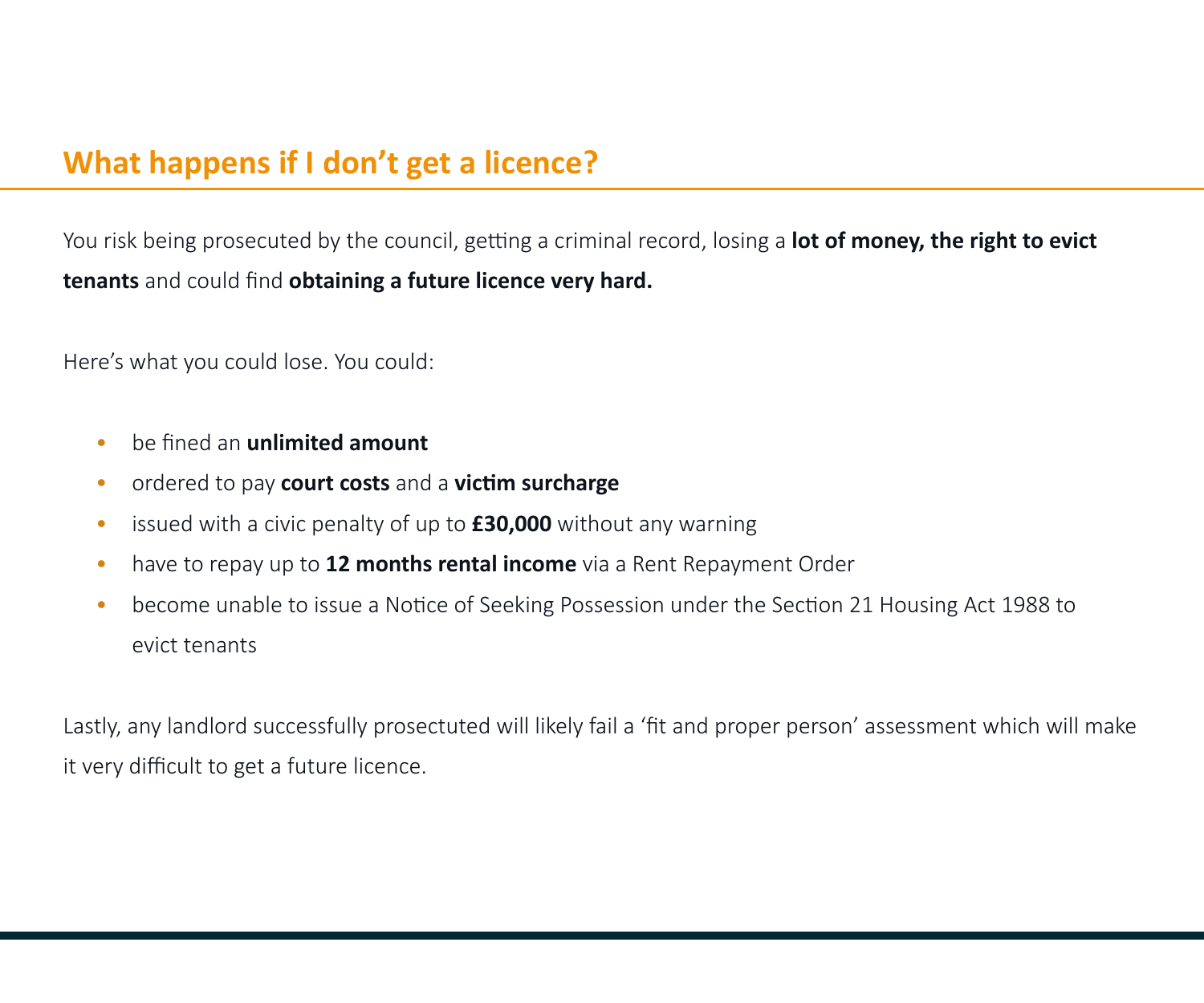## What happens if I don't get a licence?

You risk being prosecuted by the council, getting a criminal record, losing a **lot of money, the right to evict tenants** and could find **obtaining a future licence very hard.**

Here's what you could lose. You could:

- be fined an **unlimited amount**
- ordered to pay **court costs** and a **victim surcharge**
- issued with a civic penalty of up to **£30,000** without any warning
- have to repay up to **12 months rental income** via a Rent Repayment Order
- become unable to issue a Notice of Seeking Possession under the Section 21 Housing Act 1988 to evict tenants

Lastly, any landlord successfully prosectuted will likely fail a 'fit and proper person' assessment which will make it very difficult to get a future licence.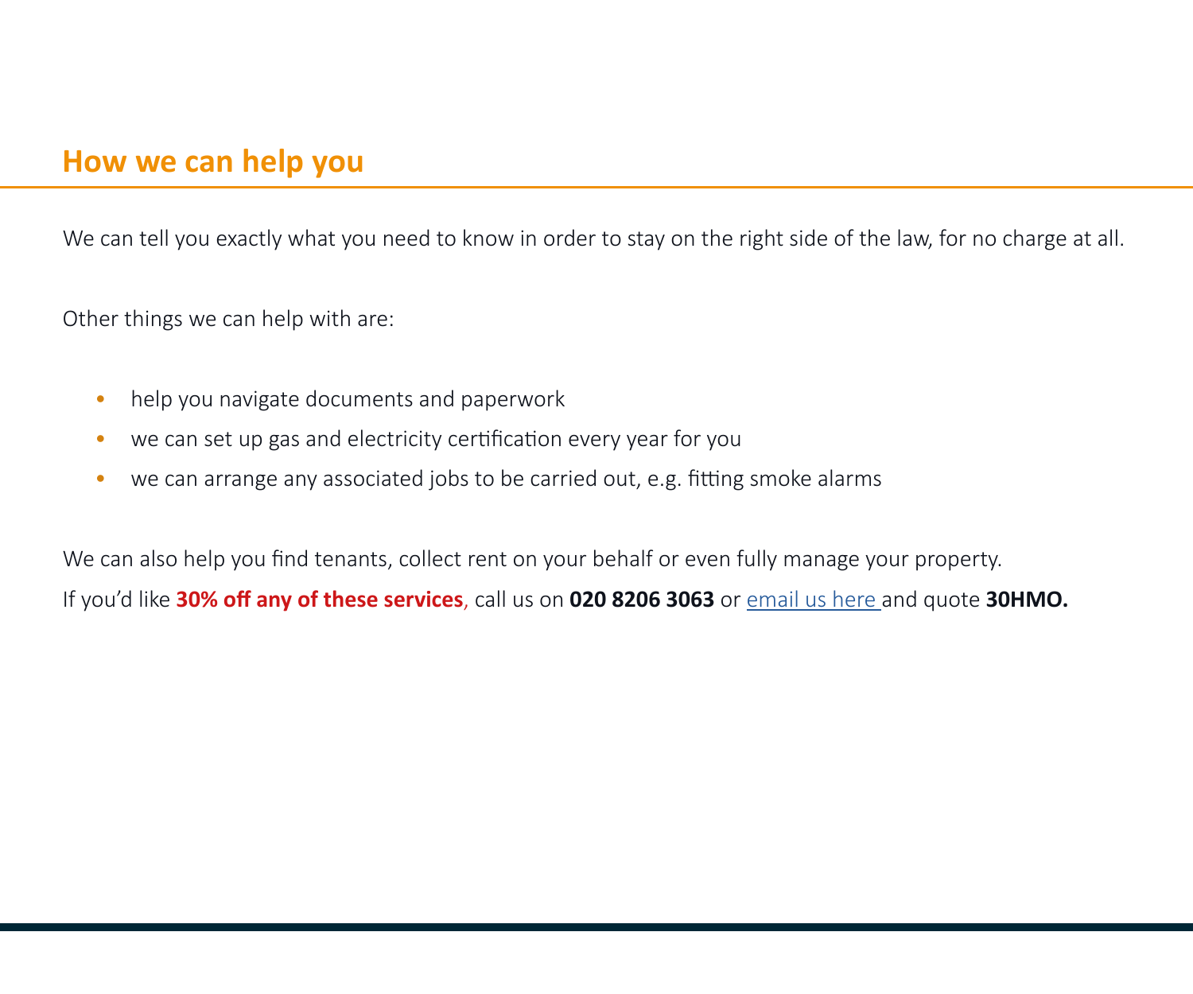## How we can help you

We can tell you exactly what you need to know in order to stay on the right side of the law, for no charge at all.

Other things we can help with are:

- help you navigate documents and paperwork
- we can set up gas and electricity certification every year for you
- we can arrange any associated jobs to be carried out, e.g. fitting smoke alarms

We can also help you find tenants, collect rent on your behalf or even fully manage your property.

If you'd like **30% off any of these services**, call us on **020 8206 3063** or email us here and quote **30HMO.**